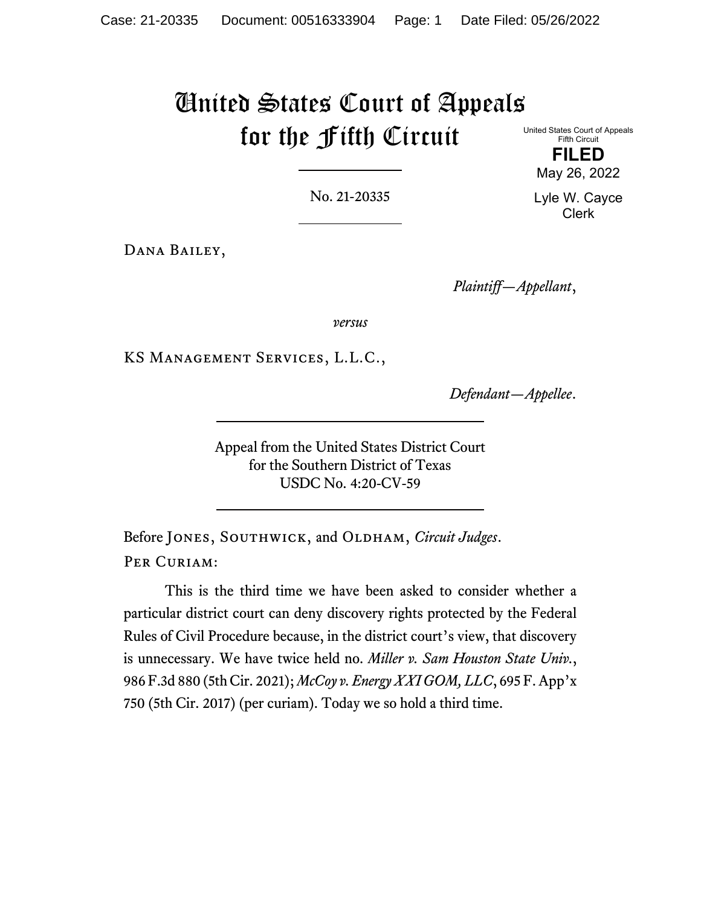# United States Court of Appeals for the Fifth Circuit

United States Court of Appeals
Fifth Circuit

**FILED**

May 26, 2022

Lyle W. Cayce
Clerk

No. 21-20335

---

Dana Bailey,

*Plaintiff—Appellant*,

*versus*

KS Management Services, L.L.C.,

*Defendant—Appellee*.

---

Appeal from the United States District Court
for the Southern District of Texas
USDC No. 4:20-CV-59

---

Before Jones, Southwick, and Oldham, *Circuit Judges*.

Per Curiam:

This is the third time we have been asked to consider whether a particular district court can deny discovery rights protected by the Federal Rules of Civil Procedure because, in the district court's view, that discovery is unnecessary. We have twice held no. *Miller v. Sam Houston State Univ.*, 986 F.3d 880 (5th Cir. 2021); *McCoy v. Energy XXI GOM, LLC*, 695 F. App'x 750 (5th Cir. 2017) (per curiam). Today we so hold a third time.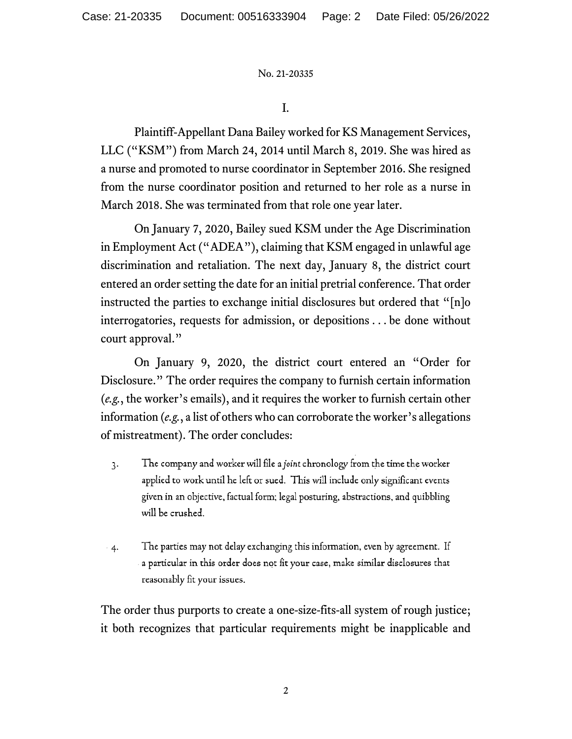No. 21-20335

I.

Plaintiff-Appellant Dana Bailey worked for KS Management Services, LLC ("KSM") from March 24, 2014 until March 8, 2019. She was hired as a nurse and promoted to nurse coordinator in September 2016. She resigned from the nurse coordinator position and returned to her role as a nurse in March 2018. She was terminated from that role one year later.

On January 7, 2020, Bailey sued KSM under the Age Discrimination in Employment Act ("ADEA"), claiming that KSM engaged in unlawful age discrimination and retaliation. The next day, January 8, the district court entered an order setting the date for an initial pretrial conference. That order instructed the parties to exchange initial disclosures but ordered that "[n]o interrogatories, requests for admission, or depositions . . . be done without court approval."

On January 9, 2020, the district court entered an "Order for Disclosure." The order requires the company to furnish certain information (*e.g.*, the worker's emails), and it requires the worker to furnish certain other information (*e.g.*, a list of others who can corroborate the worker's allegations of mistreatment). The order concludes:

> 3. The company and worker will file a *joint* chronology from the time the worker applied to work until he left or sued. This will include only significant events given in an objective, factual form; legal posturing, abstractions, and quibbling will be crushed.
>
> 4. The parties may not delay exchanging this information, even by agreement. If a particular in this order does not fit your case, make similar disclosures that reasonably fit your issues.

The order thus purports to create a one-size-fits-all system of rough justice; it both recognizes that particular requirements might be inapplicable and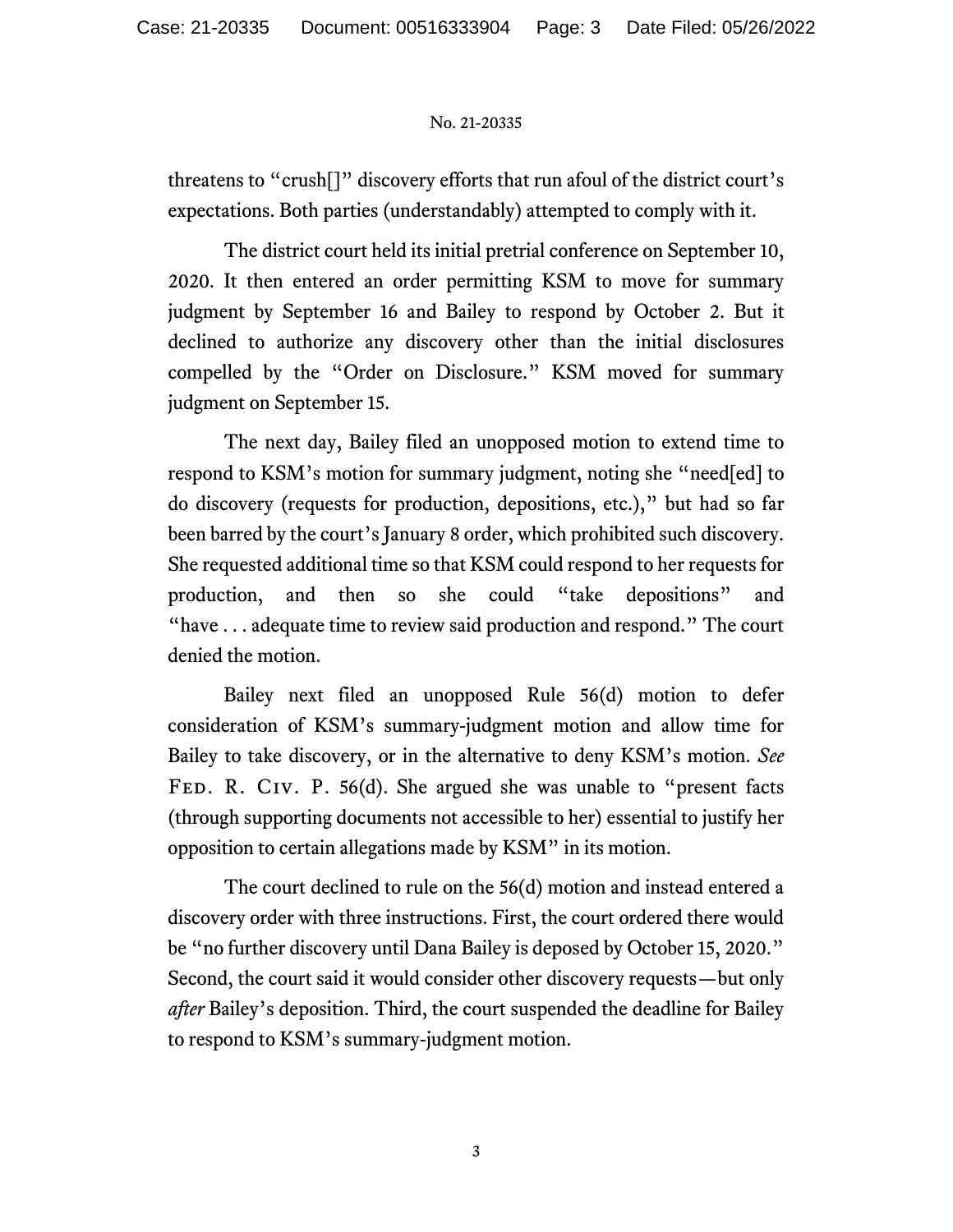threatens to "crush[]" discovery efforts that run afoul of the district court's expectations. Both parties (understandably) attempted to comply with it.

The district court held its initial pretrial conference on September 10, 2020. It then entered an order permitting KSM to move for summary judgment by September 16 and Bailey to respond by October 2. But it declined to authorize any discovery other than the initial disclosures compelled by the "Order on Disclosure." KSM moved for summary judgment on September 15.

The next day, Bailey filed an unopposed motion to extend time to respond to KSM's motion for summary judgment, noting she "need[ed] to do discovery (requests for production, depositions, etc.)," but had so far been barred by the court's January 8 order, which prohibited such discovery. She requested additional time so that KSM could respond to her requests for production, and then so she could "take depositions" and "have . . . adequate time to review said production and respond." The court denied the motion.

Bailey next filed an unopposed Rule 56(d) motion to defer consideration of KSM's summary-judgment motion and allow time for Bailey to take discovery, or in the alternative to deny KSM's motion. *See* Fed. R. Civ. P. 56(d). She argued she was unable to "present facts (through supporting documents not accessible to her) essential to justify her opposition to certain allegations made by KSM" in its motion.

The court declined to rule on the 56(d) motion and instead entered a discovery order with three instructions. First, the court ordered there would be "no further discovery until Dana Bailey is deposed by October 15, 2020." Second, the court said it would consider other discovery requests—but only *after* Bailey's deposition. Third, the court suspended the deadline for Bailey to respond to KSM's summary-judgment motion.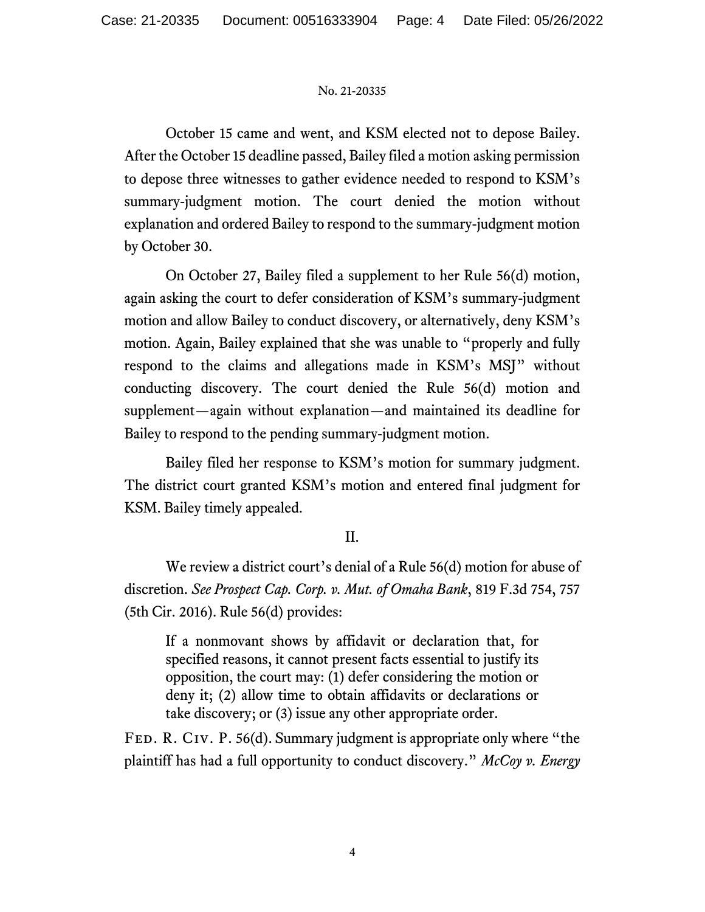October 15 came and went, and KSM elected not to depose Bailey. After the October 15 deadline passed, Bailey filed a motion asking permission to depose three witnesses to gather evidence needed to respond to KSM's summary-judgment motion. The court denied the motion without explanation and ordered Bailey to respond to the summary-judgment motion by October 30.

On October 27, Bailey filed a supplement to her Rule 56(d) motion, again asking the court to defer consideration of KSM's summary-judgment motion and allow Bailey to conduct discovery, or alternatively, deny KSM's motion. Again, Bailey explained that she was unable to "properly and fully respond to the claims and allegations made in KSM's MSJ" without conducting discovery. The court denied the Rule 56(d) motion and supplement—again without explanation—and maintained its deadline for Bailey to respond to the pending summary-judgment motion.

Bailey filed her response to KSM's motion for summary judgment. The district court granted KSM's motion and entered final judgment for KSM. Bailey timely appealed.

## II.

We review a district court's denial of a Rule 56(d) motion for abuse of discretion. *See Prospect Cap. Corp. v. Mut. of Omaha Bank*, 819 F.3d 754, 757 (5th Cir. 2016). Rule 56(d) provides:

> If a nonmovant shows by affidavit or declaration that, for specified reasons, it cannot present facts essential to justify its opposition, the court may: (1) defer considering the motion or deny it; (2) allow time to obtain affidavits or declarations or take discovery; or (3) issue any other appropriate order.

Fed. R. Civ. P. 56(d). Summary judgment is appropriate only where "the plaintiff has had a full opportunity to conduct discovery." *McCoy v. Energy*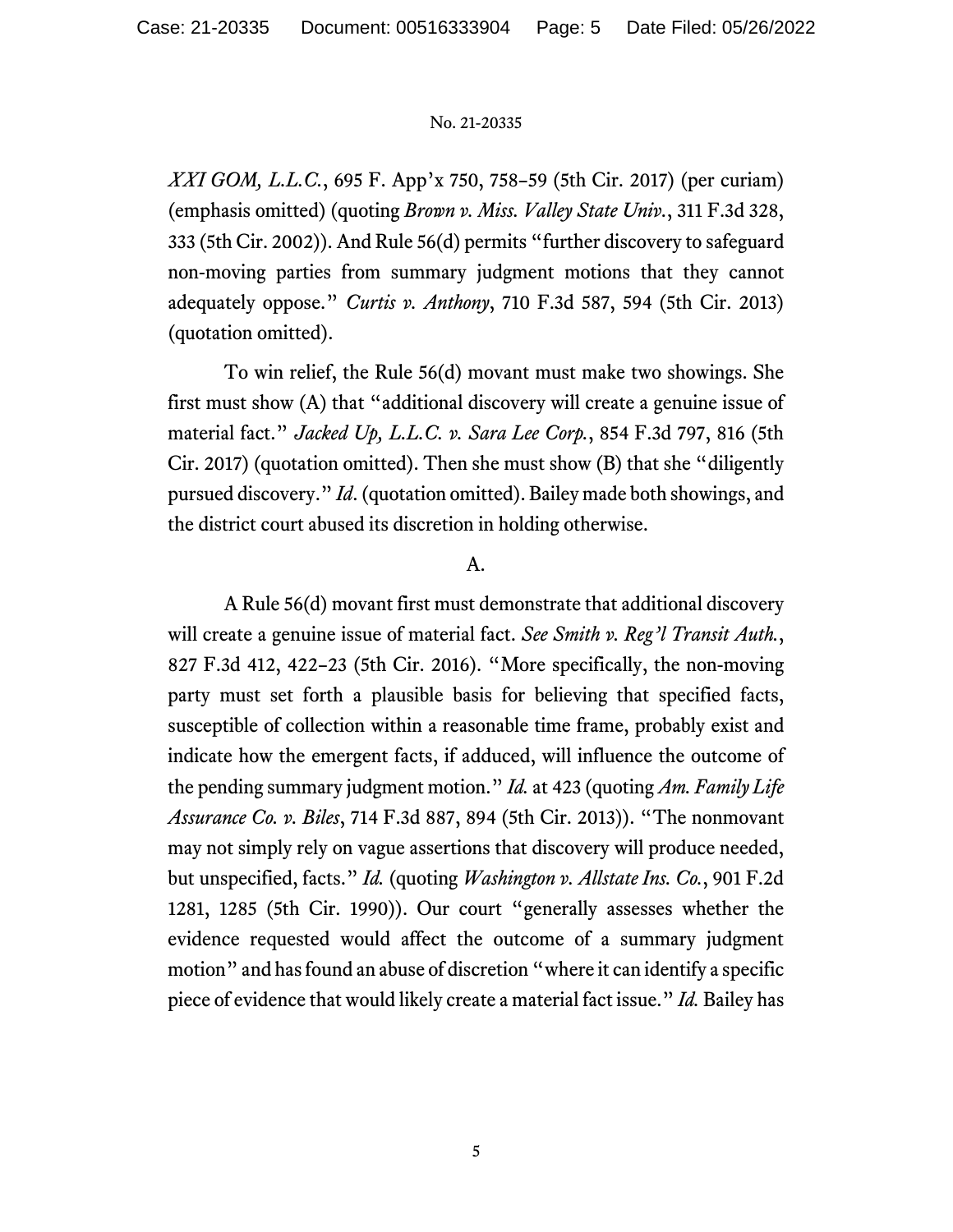*XXI GOM, L.L.C.*, 695 F. App'x 750, 758–59 (5th Cir. 2017) (per curiam) (emphasis omitted) (quoting *Brown v. Miss. Valley State Univ.*, 311 F.3d 328, 333 (5th Cir. 2002)). And Rule 56(d) permits "further discovery to safeguard non-moving parties from summary judgment motions that they cannot adequately oppose." *Curtis v. Anthony*, 710 F.3d 587, 594 (5th Cir. 2013) (quotation omitted).

To win relief, the Rule 56(d) movant must make two showings. She first must show (A) that "additional discovery will create a genuine issue of material fact." *Jacked Up, L.L.C. v. Sara Lee Corp.*, 854 F.3d 797, 816 (5th Cir. 2017) (quotation omitted). Then she must show (B) that she "diligently pursued discovery." *Id.* (quotation omitted). Bailey made both showings, and the district court abused its discretion in holding otherwise.

A.

A Rule 56(d) movant first must demonstrate that additional discovery will create a genuine issue of material fact. *See Smith v. Reg'l Transit Auth.*, 827 F.3d 412, 422–23 (5th Cir. 2016). "More specifically, the non-moving party must set forth a plausible basis for believing that specified facts, susceptible of collection within a reasonable time frame, probably exist and indicate how the emergent facts, if adduced, will influence the outcome of the pending summary judgment motion." *Id.* at 423 (quoting *Am. Family Life Assurance Co. v. Biles*, 714 F.3d 887, 894 (5th Cir. 2013)). "The nonmovant may not simply rely on vague assertions that discovery will produce needed, but unspecified, facts." *Id.* (quoting *Washington v. Allstate Ins. Co.*, 901 F.2d 1281, 1285 (5th Cir. 1990)). Our court "generally assesses whether the evidence requested would affect the outcome of a summary judgment motion" and has found an abuse of discretion "where it can identify a specific piece of evidence that would likely create a material fact issue." *Id.* Bailey has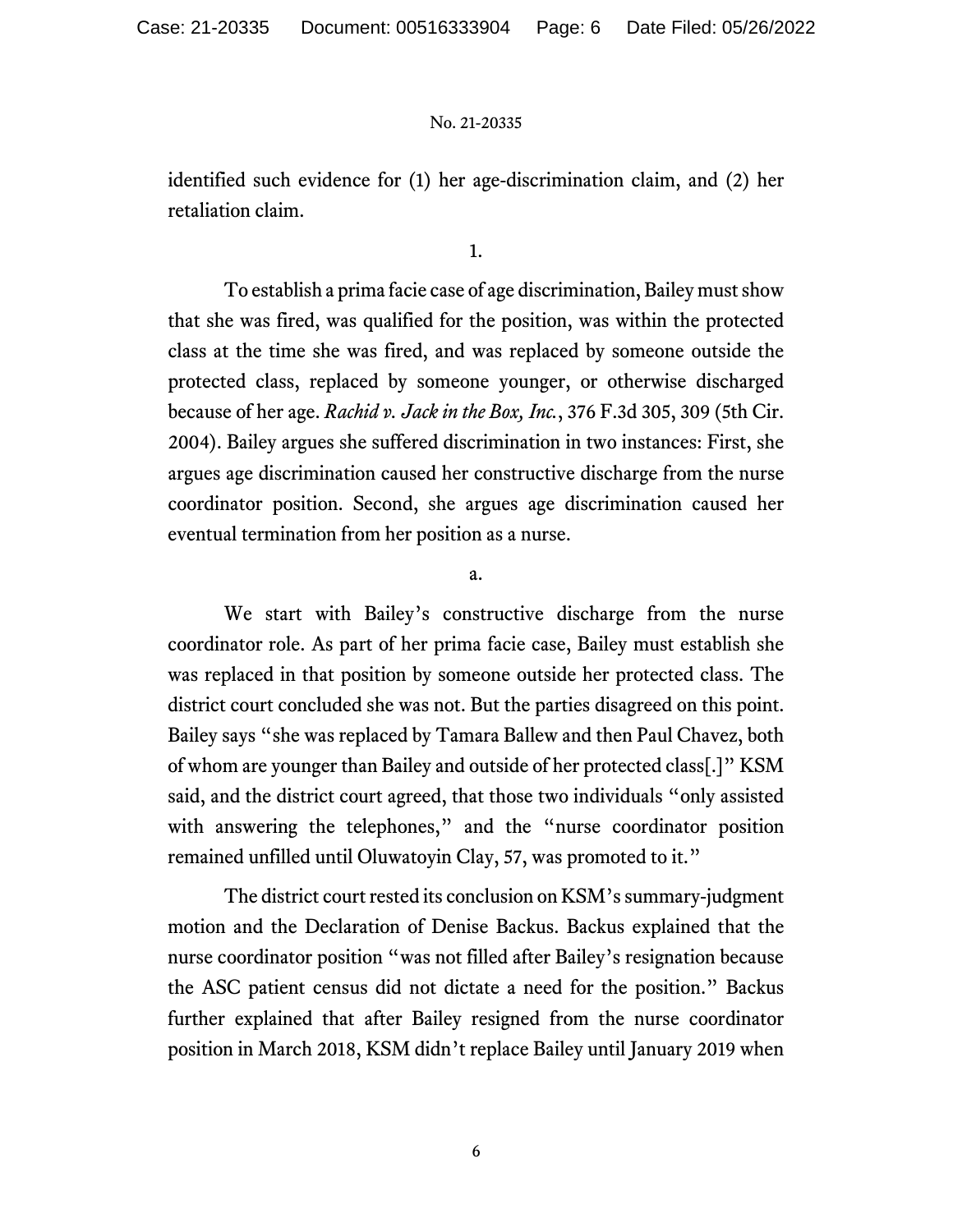identified such evidence for (1) her age-discrimination claim, and (2) her retaliation claim.

1.

To establish a prima facie case of age discrimination, Bailey must show that she was fired, was qualified for the position, was within the protected class at the time she was fired, and was replaced by someone outside the protected class, replaced by someone younger, or otherwise discharged because of her age. *Rachid v. Jack in the Box, Inc.*, 376 F.3d 305, 309 (5th Cir. 2004). Bailey argues she suffered discrimination in two instances: First, she argues age discrimination caused her constructive discharge from the nurse coordinator position. Second, she argues age discrimination caused her eventual termination from her position as a nurse.

a.

We start with Bailey's constructive discharge from the nurse coordinator role. As part of her prima facie case, Bailey must establish she was replaced in that position by someone outside her protected class. The district court concluded she was not. But the parties disagreed on this point. Bailey says "she was replaced by Tamara Ballew and then Paul Chavez, both of whom are younger than Bailey and outside of her protected class[.]" KSM said, and the district court agreed, that those two individuals "only assisted with answering the telephones," and the "nurse coordinator position remained unfilled until Oluwatoyin Clay, 57, was promoted to it."

The district court rested its conclusion on KSM's summary-judgment motion and the Declaration of Denise Backus. Backus explained that the nurse coordinator position "was not filled after Bailey's resignation because the ASC patient census did not dictate a need for the position." Backus further explained that after Bailey resigned from the nurse coordinator position in March 2018, KSM didn't replace Bailey until January 2019 when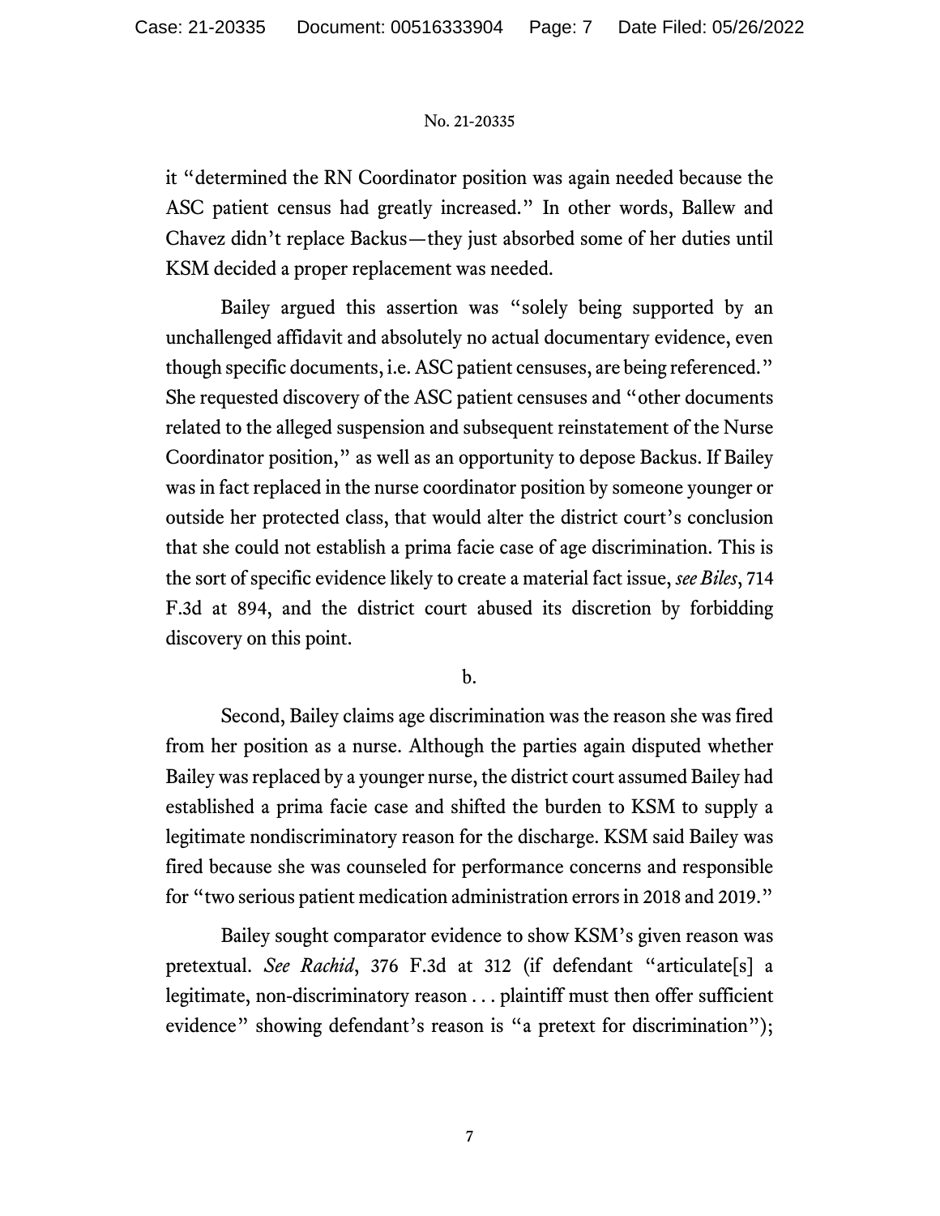it "determined the RN Coordinator position was again needed because the ASC patient census had greatly increased." In other words, Ballew and Chavez didn't replace Backus—they just absorbed some of her duties until KSM decided a proper replacement was needed.

Bailey argued this assertion was "solely being supported by an unchallenged affidavit and absolutely no actual documentary evidence, even though specific documents, i.e. ASC patient censuses, are being referenced." She requested discovery of the ASC patient censuses and "other documents related to the alleged suspension and subsequent reinstatement of the Nurse Coordinator position," as well as an opportunity to depose Backus. If Bailey was in fact replaced in the nurse coordinator position by someone younger or outside her protected class, that would alter the district court's conclusion that she could not establish a prima facie case of age discrimination. This is the sort of specific evidence likely to create a material fact issue, *see Biles*, 714 F.3d at 894, and the district court abused its discretion by forbidding discovery on this point.

b.

Second, Bailey claims age discrimination was the reason she was fired from her position as a nurse. Although the parties again disputed whether Bailey was replaced by a younger nurse, the district court assumed Bailey had established a prima facie case and shifted the burden to KSM to supply a legitimate nondiscriminatory reason for the discharge. KSM said Bailey was fired because she was counseled for performance concerns and responsible for "two serious patient medication administration errors in 2018 and 2019."

Bailey sought comparator evidence to show KSM's given reason was pretextual. *See Rachid*, 376 F.3d at 312 (if defendant "articulate[s] a legitimate, non-discriminatory reason . . . plaintiff must then offer sufficient evidence" showing defendant's reason is "a pretext for discrimination");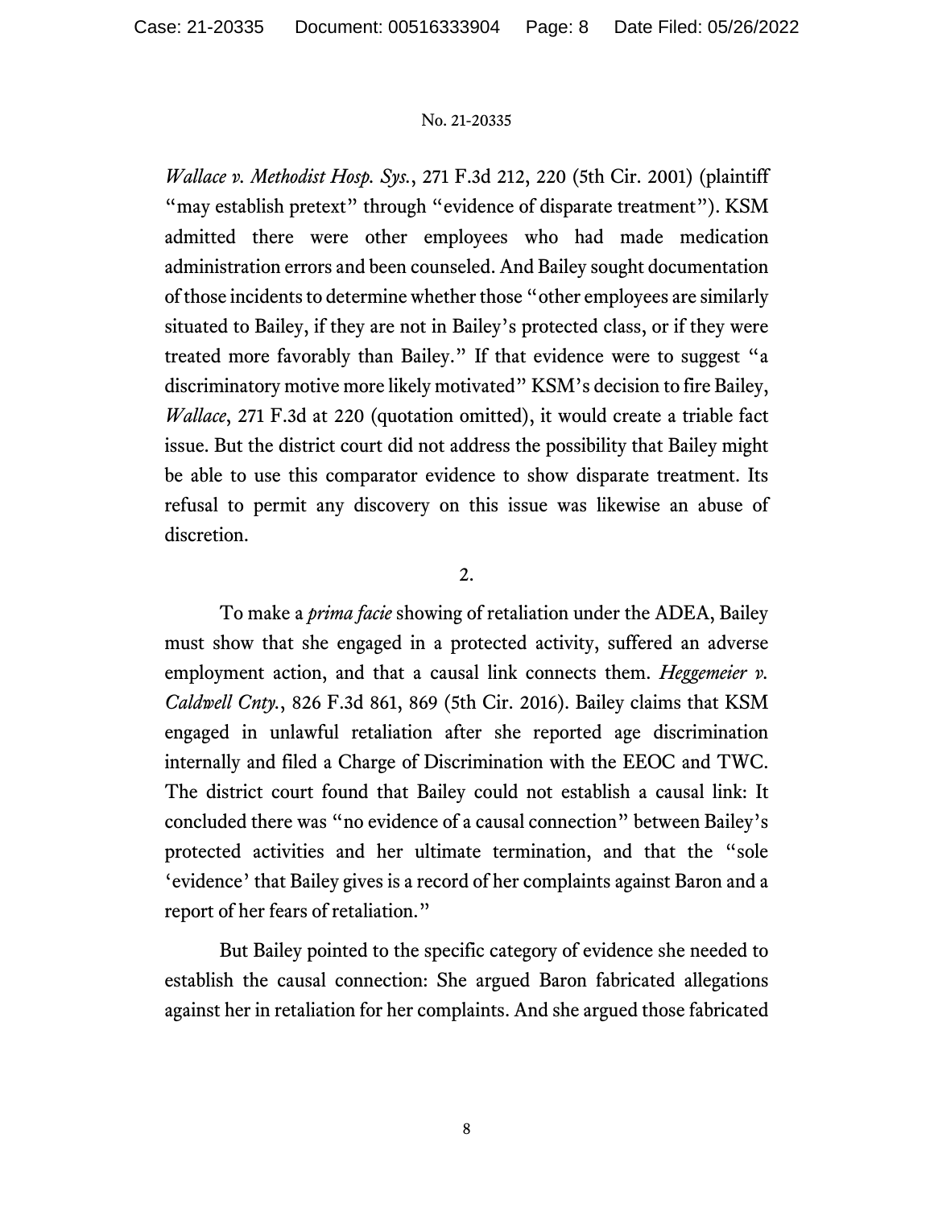*Wallace v. Methodist Hosp. Sys.*, 271 F.3d 212, 220 (5th Cir. 2001) (plaintiff "may establish pretext" through "evidence of disparate treatment"). KSM admitted there were other employees who had made medication administration errors and been counseled. And Bailey sought documentation of those incidents to determine whether those "other employees are similarly situated to Bailey, if they are not in Bailey's protected class, or if they were treated more favorably than Bailey." If that evidence were to suggest "a discriminatory motive more likely motivated" KSM's decision to fire Bailey, *Wallace*, 271 F.3d at 220 (quotation omitted), it would create a triable fact issue. But the district court did not address the possibility that Bailey might be able to use this comparator evidence to show disparate treatment. Its refusal to permit any discovery on this issue was likewise an abuse of discretion.

2.

To make a *prima facie* showing of retaliation under the ADEA, Bailey must show that she engaged in a protected activity, suffered an adverse employment action, and that a causal link connects them. *Heggemeier v. Caldwell Cnty.*, 826 F.3d 861, 869 (5th Cir. 2016). Bailey claims that KSM engaged in unlawful retaliation after she reported age discrimination internally and filed a Charge of Discrimination with the EEOC and TWC. The district court found that Bailey could not establish a causal link: It concluded there was "no evidence of a causal connection" between Bailey's protected activities and her ultimate termination, and that the "sole 'evidence' that Bailey gives is a record of her complaints against Baron and a report of her fears of retaliation."

But Bailey pointed to the specific category of evidence she needed to establish the causal connection: She argued Baron fabricated allegations against her in retaliation for her complaints. And she argued those fabricated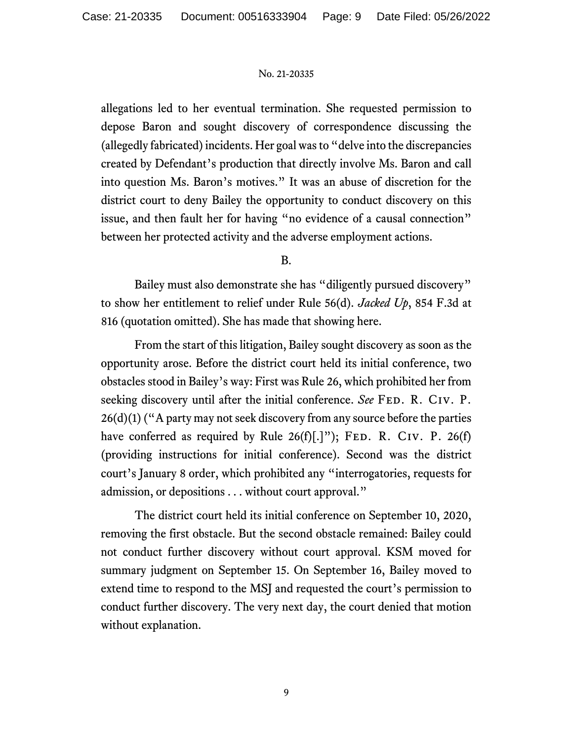allegations led to her eventual termination. She requested permission to depose Baron and sought discovery of correspondence discussing the (allegedly fabricated) incidents. Her goal was to "delve into the discrepancies created by Defendant's production that directly involve Ms. Baron and call into question Ms. Baron's motives." It was an abuse of discretion for the district court to deny Bailey the opportunity to conduct discovery on this issue, and then fault her for having "no evidence of a causal connection" between her protected activity and the adverse employment actions.

B.

Bailey must also demonstrate she has "diligently pursued discovery" to show her entitlement to relief under Rule 56(d). *Jacked Up*, 854 F.3d at 816 (quotation omitted). She has made that showing here.

From the start of this litigation, Bailey sought discovery as soon as the opportunity arose. Before the district court held its initial conference, two obstacles stood in Bailey's way: First was Rule 26, which prohibited her from seeking discovery until after the initial conference. *See* Fed. R. Civ. P. 26(d)(1) ("A party may not seek discovery from any source before the parties have conferred as required by Rule 26(f)[.]"); Fed. R. Civ. P. 26(f) (providing instructions for initial conference). Second was the district court's January 8 order, which prohibited any "interrogatories, requests for admission, or depositions . . . without court approval."

The district court held its initial conference on September 10, 2020, removing the first obstacle. But the second obstacle remained: Bailey could not conduct further discovery without court approval. KSM moved for summary judgment on September 15. On September 16, Bailey moved to extend time to respond to the MSJ and requested the court's permission to conduct further discovery. The very next day, the court denied that motion without explanation.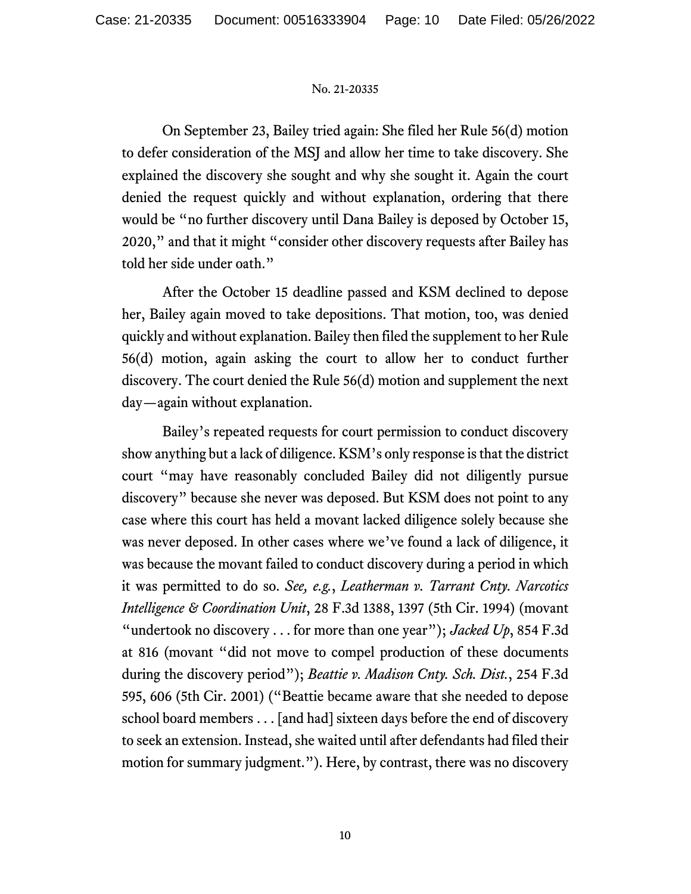On September 23, Bailey tried again: She filed her Rule 56(d) motion to defer consideration of the MSJ and allow her time to take discovery. She explained the discovery she sought and why she sought it. Again the court denied the request quickly and without explanation, ordering that there would be "no further discovery until Dana Bailey is deposed by October 15, 2020," and that it might "consider other discovery requests after Bailey has told her side under oath."

After the October 15 deadline passed and KSM declined to depose her, Bailey again moved to take depositions. That motion, too, was denied quickly and without explanation. Bailey then filed the supplement to her Rule 56(d) motion, again asking the court to allow her to conduct further discovery. The court denied the Rule 56(d) motion and supplement the next day—again without explanation.

Bailey's repeated requests for court permission to conduct discovery show anything but a lack of diligence. KSM's only response is that the district court "may have reasonably concluded Bailey did not diligently pursue discovery" because she never was deposed. But KSM does not point to any case where this court has held a movant lacked diligence solely because she was never deposed. In other cases where we've found a lack of diligence, it was because the movant failed to conduct discovery during a period in which it was permitted to do so. *See, e.g.*, *Leatherman v. Tarrant Cnty. Narcotics Intelligence & Coordination Unit*, 28 F.3d 1388, 1397 (5th Cir. 1994) (movant "undertook no discovery . . . for more than one year"); *Jacked Up*, 854 F.3d at 816 (movant "did not move to compel production of these documents during the discovery period"); *Beattie v. Madison Cnty. Sch. Dist.*, 254 F.3d 595, 606 (5th Cir. 2001) ("Beattie became aware that she needed to depose school board members . . . [and had] sixteen days before the end of discovery to seek an extension. Instead, she waited until after defendants had filed their motion for summary judgment."). Here, by contrast, there was no discovery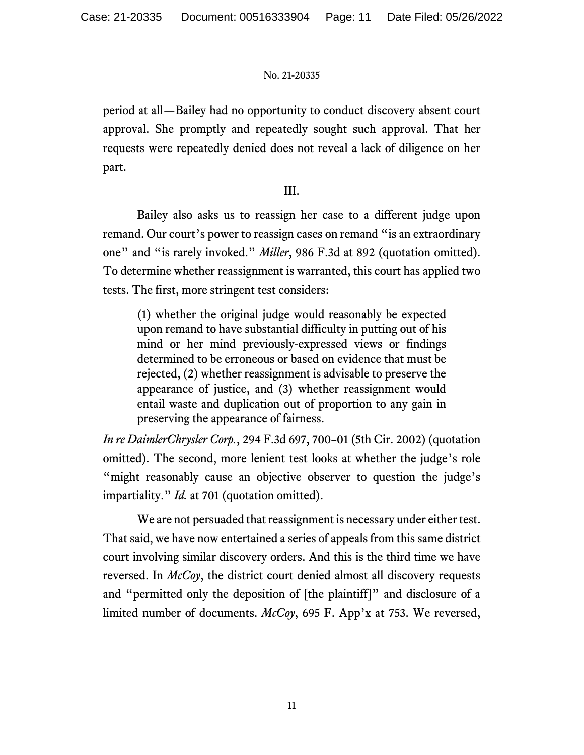period at all—Bailey had no opportunity to conduct discovery absent court approval. She promptly and repeatedly sought such approval. That her requests were repeatedly denied does not reveal a lack of diligence on her part.

## III.

Bailey also asks us to reassign her case to a different judge upon remand. Our court's power to reassign cases on remand "is an extraordinary one" and "is rarely invoked." *Miller*, 986 F.3d at 892 (quotation omitted). To determine whether reassignment is warranted, this court has applied two tests. The first, more stringent test considers:

> (1) whether the original judge would reasonably be expected upon remand to have substantial difficulty in putting out of his mind or her mind previously-expressed views or findings determined to be erroneous or based on evidence that must be rejected, (2) whether reassignment is advisable to preserve the appearance of justice, and (3) whether reassignment would entail waste and duplication out of proportion to any gain in preserving the appearance of fairness.

*In re DaimlerChrysler Corp.*, 294 F.3d 697, 700–01 (5th Cir. 2002) (quotation omitted). The second, more lenient test looks at whether the judge's role "might reasonably cause an objective observer to question the judge's impartiality." *Id.* at 701 (quotation omitted).

We are not persuaded that reassignment is necessary under either test. That said, we have now entertained a series of appeals from this same district court involving similar discovery orders. And this is the third time we have reversed. In *McCoy*, the district court denied almost all discovery requests and "permitted only the deposition of [the plaintiff]" and disclosure of a limited number of documents. *McCoy*, 695 F. App'x at 753. We reversed,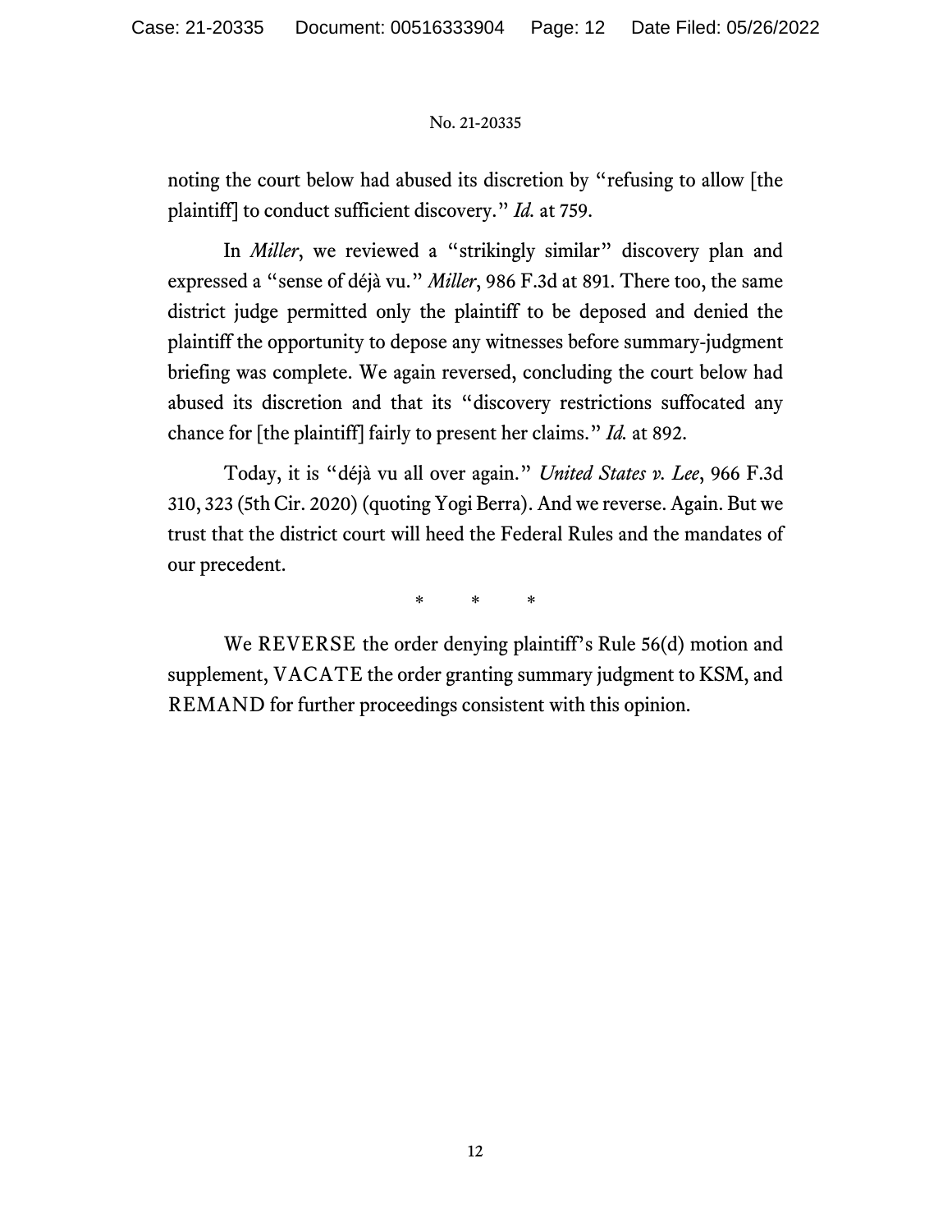noting the court below had abused its discretion by "refusing to allow [the plaintiff] to conduct sufficient discovery." *Id.* at 759.

In *Miller*, we reviewed a "strikingly similar" discovery plan and expressed a "sense of déjà vu." *Miller*, 986 F.3d at 891. There too, the same district judge permitted only the plaintiff to be deposed and denied the plaintiff the opportunity to depose any witnesses before summary-judgment briefing was complete. We again reversed, concluding the court below had abused its discretion and that its "discovery restrictions suffocated any chance for [the plaintiff] fairly to present her claims." *Id.* at 892.

Today, it is "déjà vu all over again." *United States v. Lee*, 966 F.3d 310, 323 (5th Cir. 2020) (quoting Yogi Berra). And we reverse. Again. But we trust that the district court will heed the Federal Rules and the mandates of our precedent.

\* \* \*

We REVERSE the order denying plaintiff's Rule 56(d) motion and supplement, VACATE the order granting summary judgment to KSM, and REMAND for further proceedings consistent with this opinion.